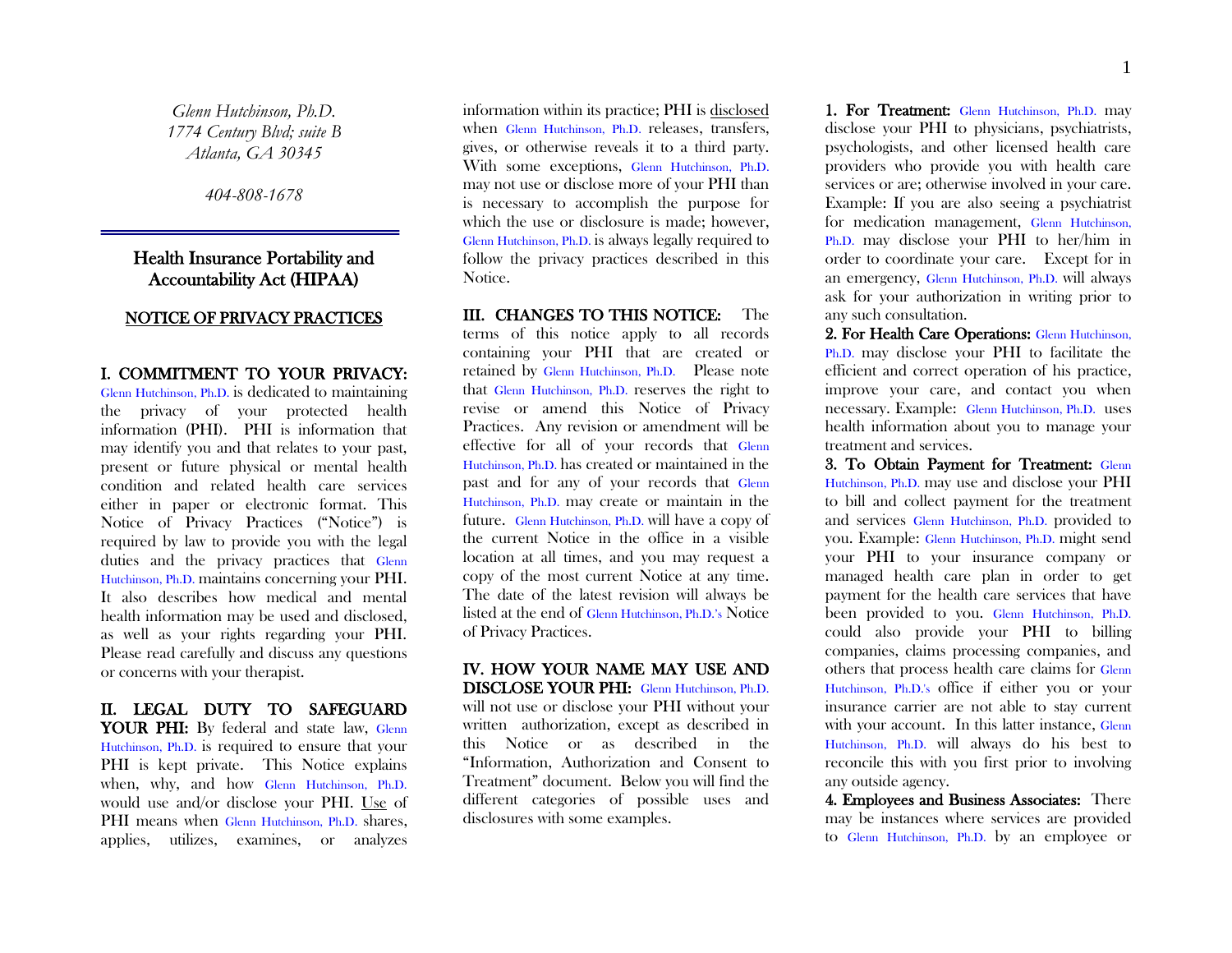*Glenn Hutchinson, Ph.D.*
*1774 Century Blvd; suite B*
*Atlanta, GA 30345*

*404-808-1678*

---

# Health Insurance Portability and Accountability Act (HIPAA)

## NOTICE OF PRIVACY PRACTICES

**I. COMMITMENT TO YOUR PRIVACY:** Glenn Hutchinson, Ph.D. is dedicated to maintaining the privacy of your protected health information (PHI). PHI is information that may identify you and that relates to your past, present or future physical or mental health condition and related health care services either in paper or electronic format. This Notice of Privacy Practices ("Notice") is required by law to provide you with the legal duties and the privacy practices that Glenn Hutchinson, Ph.D. maintains concerning your PHI. It also describes how medical and mental health information may be used and disclosed, as well as your rights regarding your PHI. Please read carefully and discuss any questions or concerns with your therapist.

**II. LEGAL DUTY TO SAFEGUARD YOUR PHI:** By federal and state law, Glenn Hutchinson, Ph.D. is required to ensure that your PHI is kept private. This Notice explains when, why, and how Glenn Hutchinson, Ph.D. would use and/or disclose your PHI. Use of PHI means when Glenn Hutchinson, Ph.D. shares, applies, utilizes, examines, or analyzes information within its practice; PHI is disclosed when Glenn Hutchinson, Ph.D. releases, transfers, gives, or otherwise reveals it to a third party. With some exceptions, Glenn Hutchinson, Ph.D. may not use or disclose more of your PHI than is necessary to accomplish the purpose for which the use or disclosure is made; however, Glenn Hutchinson, Ph.D. is always legally required to follow the privacy practices described in this Notice.

**III. CHANGES TO THIS NOTICE:** The terms of this notice apply to all records containing your PHI that are created or retained by Glenn Hutchinson, Ph.D. Please note that Glenn Hutchinson, Ph.D. reserves the right to revise or amend this Notice of Privacy Practices. Any revision or amendment will be effective for all of your records that Glenn Hutchinson, Ph.D. has created or maintained in the past and for any of your records that Glenn Hutchinson, Ph.D. may create or maintain in the future. Glenn Hutchinson, Ph.D. will have a copy of the current Notice in the office in a visible location at all times, and you may request a copy of the most current Notice at any time. The date of the latest revision will always be listed at the end of Glenn Hutchinson, Ph.D.'s Notice of Privacy Practices.

**IV. HOW YOUR NAME MAY USE AND DISCLOSE YOUR PHI:** Glenn Hutchinson, Ph.D. will not use or disclose your PHI without your written authorization, except as described in this Notice or as described in the "Information, Authorization and Consent to Treatment" document. Below you will find the different categories of possible uses and disclosures with some examples.

**1. For Treatment:** Glenn Hutchinson, Ph.D. may disclose your PHI to physicians, psychiatrists, psychologists, and other licensed health care providers who provide you with health care services or are; otherwise involved in your care. Example: If you are also seeing a psychiatrist for medication management, Glenn Hutchinson, Ph.D. may disclose your PHI to her/him in order to coordinate your care. Except for in an emergency, Glenn Hutchinson, Ph.D. will always ask for your authorization in writing prior to any such consultation.

**2. For Health Care Operations:** Glenn Hutchinson, Ph.D. may disclose your PHI to facilitate the efficient and correct operation of his practice, improve your care, and contact you when necessary. Example: Glenn Hutchinson, Ph.D. uses health information about you to manage your treatment and services.

**3. To Obtain Payment for Treatment:** Glenn Hutchinson, Ph.D. may use and disclose your PHI to bill and collect payment for the treatment and services Glenn Hutchinson, Ph.D. provided to you. Example: Glenn Hutchinson, Ph.D. might send your PHI to your insurance company or managed health care plan in order to get payment for the health care services that have been provided to you. Glenn Hutchinson, Ph.D. could also provide your PHI to billing companies, claims processing companies, and others that process health care claims for Glenn Hutchinson, Ph.D.'s office if either you or your insurance carrier are not able to stay current with your account. In this latter instance, Glenn Hutchinson, Ph.D. will always do his best to reconcile this with you first prior to involving any outside agency.

**4. Employees and Business Associates:** There may be instances where services are provided to Glenn Hutchinson, Ph.D. by an employee or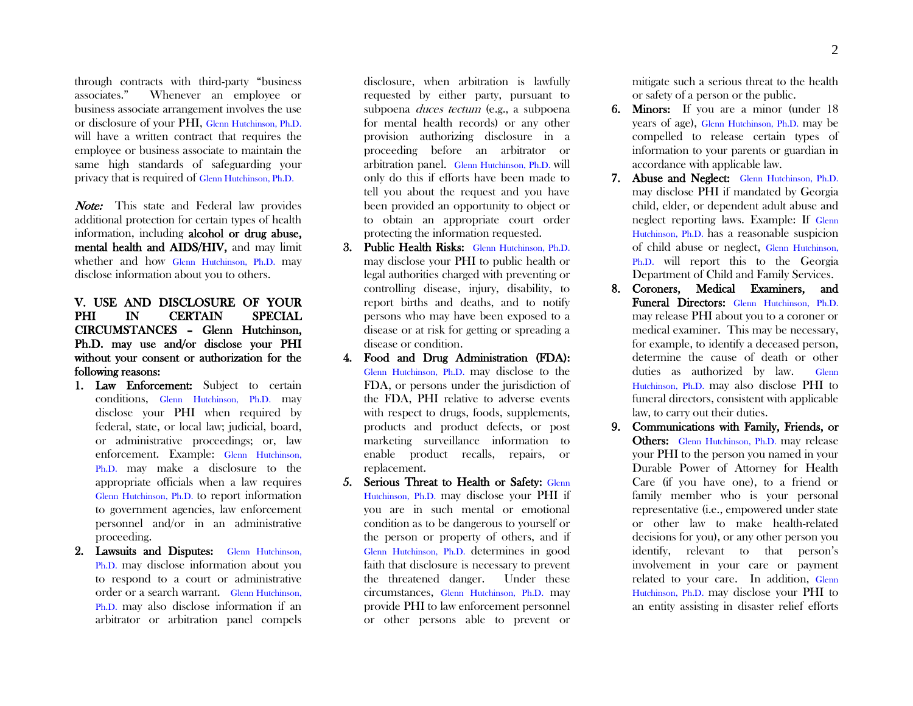through contracts with third-party "business associates." Whenever an employee or business associate arrangement involves the use or disclosure of your PHI, Glenn Hutchinson, Ph.D. will have a written contract that requires the employee or business associate to maintain the same high standards of safeguarding your privacy that is required of Glenn Hutchinson, Ph.D.

*Note:* This state and Federal law provides additional protection for certain types of health information, including **alcohol or drug abuse, mental health and AIDS/HIV,** and may limit whether and how Glenn Hutchinson, Ph.D. may disclose information about you to others.

**V. USE AND DISCLOSURE OF YOUR PHI IN CERTAIN SPECIAL CIRCUMSTANCES – Glenn Hutchinson, Ph.D. may use and/or disclose your PHI without your consent or authorization for the following reasons:**

1. **Law Enforcement:** Subject to certain conditions, Glenn Hutchinson, Ph.D. may disclose your PHI when required by federal, state, or local law; judicial, board, or administrative proceedings; or, law enforcement. Example: Glenn Hutchinson, Ph.D. may make a disclosure to the appropriate officials when a law requires Glenn Hutchinson, Ph.D. to report information to government agencies, law enforcement personnel and/or in an administrative proceeding.
2. **Lawsuits and Disputes:** Glenn Hutchinson, Ph.D. may disclose information about you to respond to a court or administrative order or a search warrant. Glenn Hutchinson, Ph.D. may also disclose information if an arbitrator or arbitration panel compels disclosure, when arbitration is lawfully requested by either party, pursuant to subpoena *duces tectum* (e.g., a subpoena for mental health records) or any other provision authorizing disclosure in a proceeding before an arbitrator or arbitration panel. Glenn Hutchinson, Ph.D. will only do this if efforts have been made to tell you about the request and you have been provided an opportunity to object or to obtain an appropriate court order protecting the information requested.
3. **Public Health Risks:** Glenn Hutchinson, Ph.D. may disclose your PHI to public health or legal authorities charged with preventing or controlling disease, injury, disability, to report births and deaths, and to notify persons who may have been exposed to a disease or at risk for getting or spreading a disease or condition.
4. **Food and Drug Administration (FDA):** Glenn Hutchinson, Ph.D. may disclose to the FDA, or persons under the jurisdiction of the FDA, PHI relative to adverse events with respect to drugs, foods, supplements, products and product defects, or post marketing surveillance information to enable product recalls, repairs, or replacement.
5. **Serious Threat to Health or Safety:** Glenn Hutchinson, Ph.D. may disclose your PHI if you are in such mental or emotional condition as to be dangerous to yourself or the person or property of others, and if Glenn Hutchinson, Ph.D. determines in good faith that disclosure is necessary to prevent the threatened danger. Under these circumstances, Glenn Hutchinson, Ph.D. may provide PHI to law enforcement personnel or other persons able to prevent or mitigate such a serious threat to the health or safety of a person or the public.
6. **Minors:** If you are a minor (under 18 years of age), Glenn Hutchinson, Ph.D. may be compelled to release certain types of information to your parents or guardian in accordance with applicable law.
7. **Abuse and Neglect:** Glenn Hutchinson, Ph.D. may disclose PHI if mandated by Georgia child, elder, or dependent adult abuse and neglect reporting laws. Example: If Glenn Hutchinson, Ph.D. has a reasonable suspicion of child abuse or neglect, Glenn Hutchinson, Ph.D. will report this to the Georgia Department of Child and Family Services.
8. **Coroners, Medical Examiners, and Funeral Directors:** Glenn Hutchinson, Ph.D. may release PHI about you to a coroner or medical examiner. This may be necessary, for example, to identify a deceased person, determine the cause of death or other duties as authorized by law. Glenn Hutchinson, Ph.D. may also disclose PHI to funeral directors, consistent with applicable law, to carry out their duties.
9. **Communications with Family, Friends, or Others:** Glenn Hutchinson, Ph.D. may release your PHI to the person you named in your Durable Power of Attorney for Health Care (if you have one), to a friend or family member who is your personal representative (i.e., empowered under state or other law to make health-related decisions for you), or any other person you identify, relevant to that person's involvement in your care or payment related to your care. In addition, Glenn Hutchinson, Ph.D. may disclose your PHI to an entity assisting in disaster relief efforts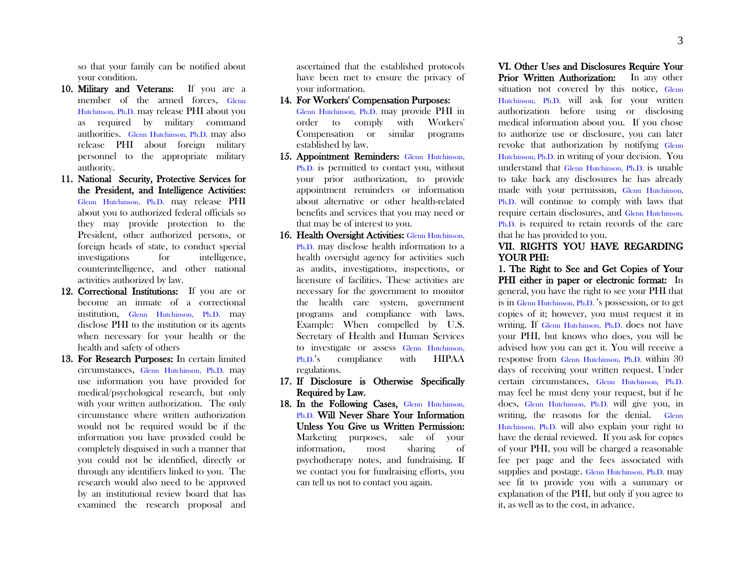so that your family can be notified about your condition.

10. **Military and Veterans:** If you are a member of the armed forces, Glenn Hutchinson, Ph.D. may release PHI about you as required by military command authorities. Glenn Hutchinson, Ph.D. may also release PHI about foreign military personnel to the appropriate military authority.
11. **National Security, Protective Services for the President, and Intelligence Activities:** Glenn Hutchinson, Ph.D. may release PHI about you to authorized federal officials so they may provide protection to the President, other authorized persons, or foreign heads of state, to conduct special investigations for intelligence, counterintelligence, and other national activities authorized by law.
12. **Correctional Institutions:** If you are or become an inmate of a correctional institution, Glenn Hutchinson, Ph.D. may disclose PHI to the institution or its agents when necessary for your health or the health and safety of others
13. **For Research Purposes:** In certain limited circumstances, Glenn Hutchinson, Ph.D. may use information you have provided for medical/psychological research, but only with your written authorization. The only circumstance where written authorization would not be required would be if the information you have provided could be completely disguised in such a manner that you could not be identified, directly or through any identifiers linked to you. The research would also need to be approved by an institutional review board that has examined the research proposal and ascertained that the established protocols have been met to ensure the privacy of your information.
14. **For Workers' Compensation Purposes:** Glenn Hutchinson, Ph.D. may provide PHI in order to comply with Workers' Compensation or similar programs established by law.
15. **Appointment Reminders:** Glenn Hutchinson, Ph.D. is permitted to contact you, without your prior authorization, to provide appointment reminders or information about alternative or other health-related benefits and services that you may need or that may be of interest to you.
16. **Health Oversight Activities:** Glenn Hutchinson, Ph.D. may disclose health information to a health oversight agency for activities such as audits, investigations, inspections, or licensure of facilities. These activities are necessary for the government to monitor the health care system, government programs and compliance with laws. Example: When compelled by U.S. Secretary of Health and Human Services to investigate or assess Glenn Hutchinson, Ph.D.'s compliance with HIPAA regulations.
17. **If Disclosure is Otherwise Specifically Required by Law.**
18. **In the Following Cases,** Glenn Hutchinson, Ph.D. **Will Never Share Your Information Unless You Give us Written Permission:** Marketing purposes, sale of your information, most sharing of psychotherapy notes, and fundraising. If we contact you for fundraising efforts, you can tell us not to contact you again.

**VI. Other Uses and Disclosures Require Your Prior Written Authorization:** In any other situation not covered by this notice, Glenn Hutchinson, Ph.D. will ask for your written authorization before using or disclosing medical information about you. If you chose to authorize use or disclosure, you can later revoke that authorization by notifying Glenn Hutchinson, Ph.D. in writing of your decision. You understand that Glenn Hutchinson, Ph.D. is unable to take back any disclosures he has already made with your permission, Glenn Hutchinson, Ph.D. will continue to comply with laws that require certain disclosures, and Glenn Hutchinson, Ph.D. is required to retain records of the care that he has provided to you.

**VII. RIGHTS YOU HAVE REGARDING YOUR PHI:**

**1. The Right to See and Get Copies of Your PHI either in paper or electronic format:** In general, you have the right to see your PHI that is in Glenn Hutchinson, Ph.D. 's possession, or to get copies of it; however, you must request it in writing. If Glenn Hutchinson, Ph.D. does not have your PHI, but knows who does, you will be advised how you can get it. You will receive a response from Glenn Hutchinson, Ph.D. within 30 days of receiving your written request. Under certain circumstances, Glenn Hutchinson, Ph.D. may feel he must deny your request, but if he does, Glenn Hutchinson, Ph.D. will give you, in writing, the reasons for the denial. Glenn Hutchinson, Ph.D. will also explain your right to have the denial reviewed. If you ask for copies of your PHI, you will be charged a reasonable fee per page and the fees associated with supplies and postage. Glenn Hutchinson, Ph.D. may see fit to provide you with a summary or explanation of the PHI, but only if you agree to it, as well as to the cost, in advance.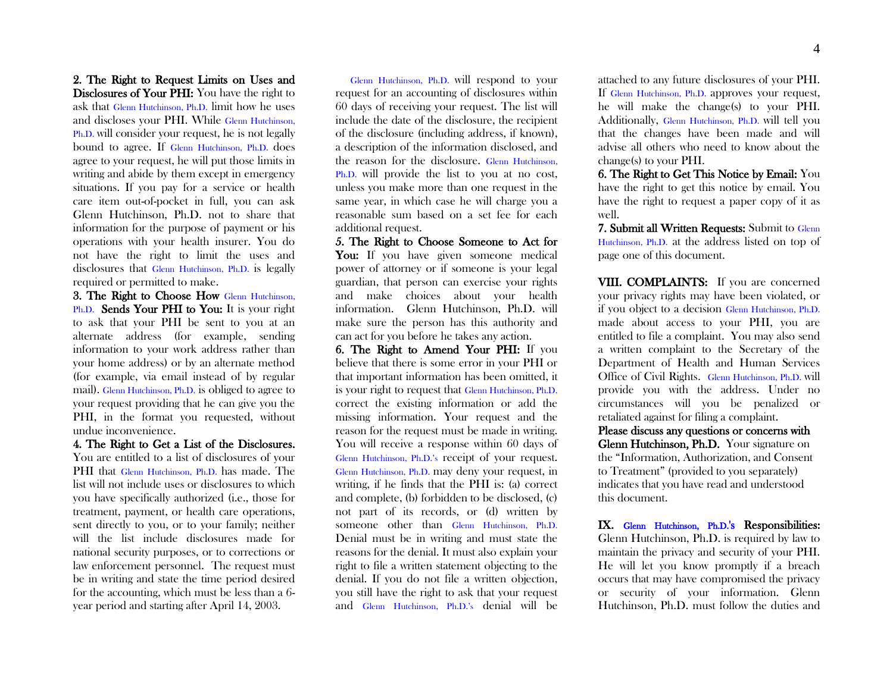**2. The Right to Request Limits on Uses and Disclosures of Your PHI:** You have the right to ask that Glenn Hutchinson, Ph.D. limit how he uses and discloses your PHI. While Glenn Hutchinson, Ph.D. will consider your request, he is not legally bound to agree. If Glenn Hutchinson, Ph.D. does agree to your request, he will put those limits in writing and abide by them except in emergency situations. If you pay for a service or health care item out-of-pocket in full, you can ask Glenn Hutchinson, Ph.D. not to share that information for the purpose of payment or his operations with your health insurer. You do not have the right to limit the uses and disclosures that Glenn Hutchinson, Ph.D. is legally required or permitted to make.

**3. The Right to Choose How Glenn Hutchinson, Ph.D. Sends Your PHI to You:** It is your right to ask that your PHI be sent to you at an alternate address (for example, sending information to your work address rather than your home address) or by an alternate method (for example, via email instead of by regular mail). Glenn Hutchinson, Ph.D. is obliged to agree to your request providing that he can give you the PHI, in the format you requested, without undue inconvenience.

**4. The Right to Get a List of the Disclosures.** You are entitled to a list of disclosures of your PHI that Glenn Hutchinson, Ph.D. has made. The list will not include uses or disclosures to which you have specifically authorized (i.e., those for treatment, payment, or health care operations, sent directly to you, or to your family; neither will the list include disclosures made for national security purposes, or to corrections or law enforcement personnel. The request must be in writing and state the time period desired for the accounting, which must be less than a 6-year period and starting after April 14, 2003.

Glenn Hutchinson, Ph.D. will respond to your request for an accounting of disclosures within 60 days of receiving your request. The list will include the date of the disclosure, the recipient of the disclosure (including address, if known), a description of the information disclosed, and the reason for the disclosure. Glenn Hutchinson, Ph.D. will provide the list to you at no cost, unless you make more than one request in the same year, in which case he will charge you a reasonable sum based on a set fee for each additional request.

**5. The Right to Choose Someone to Act for You:** If you have given someone medical power of attorney or if someone is your legal guardian, that person can exercise your rights and make choices about your health information. Glenn Hutchinson, Ph.D. will make sure the person has this authority and can act for you before he takes any action.

**6. The Right to Amend Your PHI:** If you believe that there is some error in your PHI or that important information has been omitted, it is your right to request that Glenn Hutchinson, Ph.D. correct the existing information or add the missing information. Your request and the reason for the request must be made in writing. You will receive a response within 60 days of Glenn Hutchinson, Ph.D.'s receipt of your request. Glenn Hutchinson, Ph.D. may deny your request, in writing, if he finds that the PHI is: (a) correct and complete, (b) forbidden to be disclosed, (c) not part of its records, or (d) written by someone other than Glenn Hutchinson, Ph.D. Denial must be in writing and must state the reasons for the denial. It must also explain your right to file a written statement objecting to the denial. If you do not file a written objection, you still have the right to ask that your request and Glenn Hutchinson, Ph.D.'s denial will be attached to any future disclosures of your PHI. If Glenn Hutchinson, Ph.D. approves your request, he will make the change(s) to your PHI. Additionally, Glenn Hutchinson, Ph.D. will tell you that the changes have been made and will advise all others who need to know about the change(s) to your PHI.

**6. The Right to Get This Notice by Email:** You have the right to get this notice by email. You have the right to request a paper copy of it as well.

**7. Submit all Written Requests:** Submit to Glenn Hutchinson, Ph.D. at the address listed on top of page one of this document.

**VIII. COMPLAINTS:** If you are concerned your privacy rights may have been violated, or if you object to a decision Glenn Hutchinson, Ph.D. made about access to your PHI, you are entitled to file a complaint. You may also send a written complaint to the Secretary of the Department of Health and Human Services Office of Civil Rights. Glenn Hutchinson, Ph.D. will provide you with the address. Under no circumstances will you be penalized or retaliated against for filing a complaint.

**Please discuss any questions or concerns with Glenn Hutchinson, Ph.D.** Your signature on the "Information, Authorization, and Consent to Treatment" (provided to you separately) indicates that you have read and understood this document.

**IX. Glenn Hutchinson, Ph.D.'s Responsibilities:** Glenn Hutchinson, Ph.D. is required by law to maintain the privacy and security of your PHI. He will let you know promptly if a breach occurs that may have compromised the privacy or security of your information. Glenn Hutchinson, Ph.D. must follow the duties and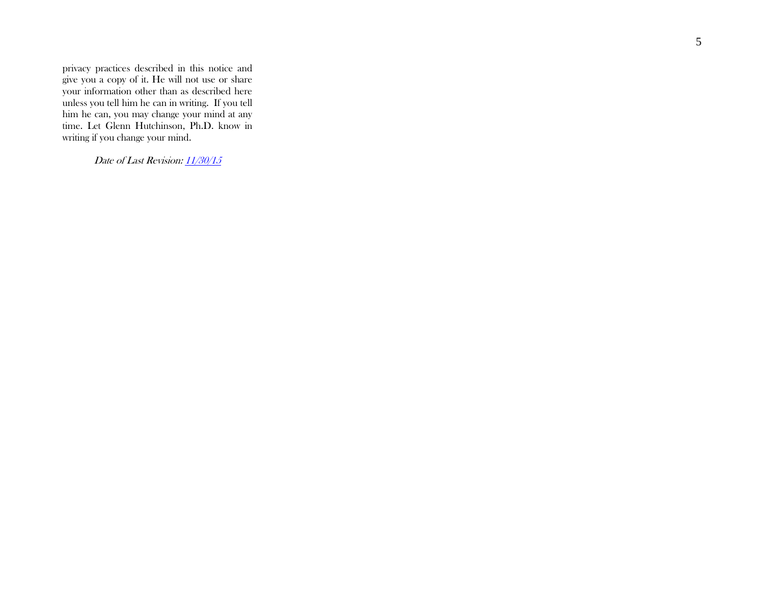privacy practices described in this notice and give you a copy of it. He will not use or share your information other than as described here unless you tell him he can in writing. If you tell him he can, you may change your mind at any time. Let Glenn Hutchinson, Ph.D. know in writing if you change your mind.

*Date of Last Revision: 11/30/15*